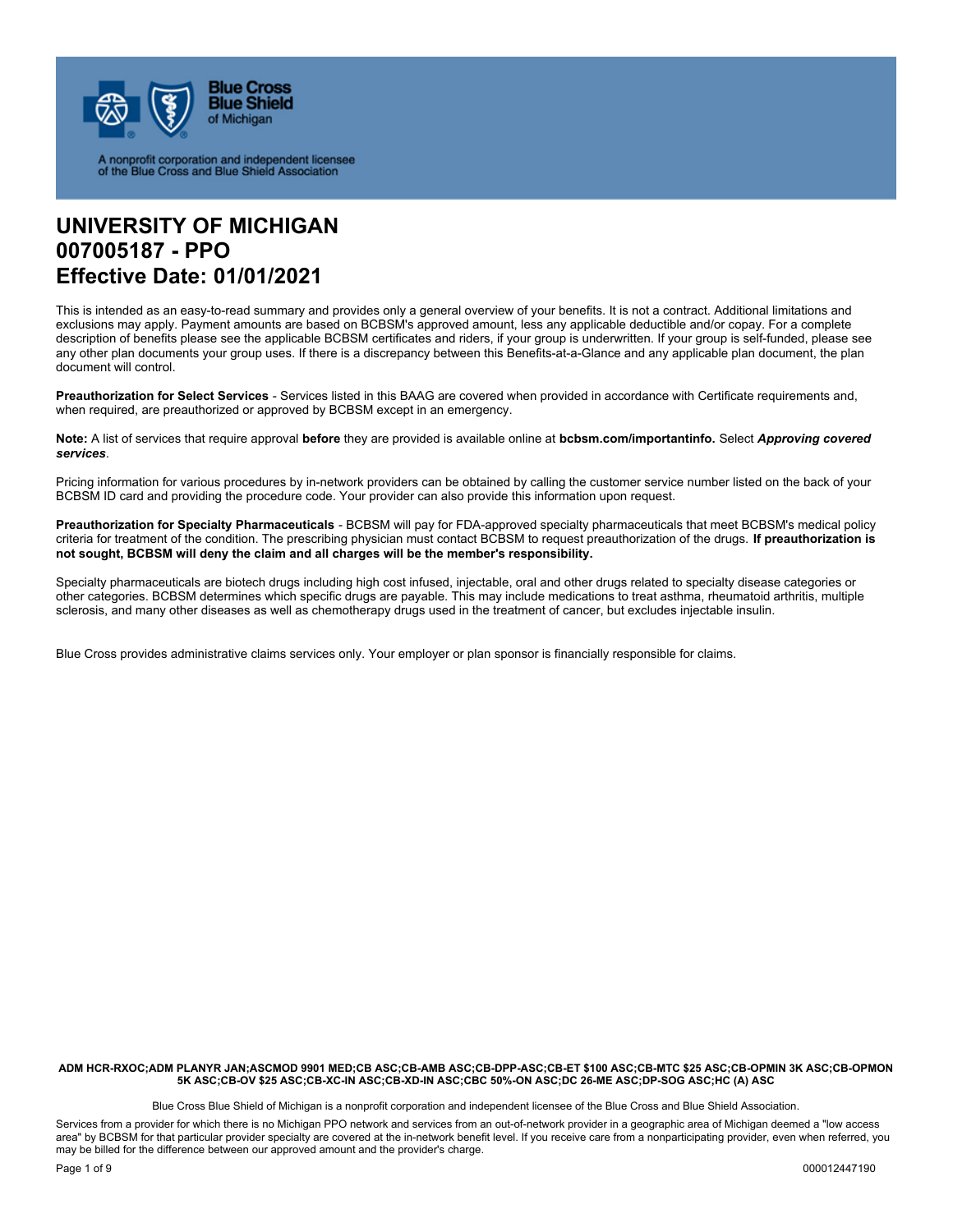Blue Cross Blue Shield of Michigan

A nonprofit corporation and independent licensee of the Blue Cross and Blue Shield Association

# UNIVERSITY OF MICHIGAN
# 007005187 - PPO
# Effective Date: 01/01/2021

This is intended as an easy-to-read summary and provides only a general overview of your benefits. It is not a contract. Additional limitations and exclusions may apply. Payment amounts are based on BCBSM's approved amount, less any applicable deductible and/or copay. For a complete description of benefits please see the applicable BCBSM certificates and riders, if your group is underwritten. If your group is self-funded, please see any other plan documents your group uses. If there is a discrepancy between this Benefits-at-a-Glance and any applicable plan document, the plan document will control.

**Preauthorization for Select Services** - Services listed in this BAAG are covered when provided in accordance with Certificate requirements and, when required, are preauthorized or approved by BCBSM except in an emergency.

**Note:** A list of services that require approval **before** they are provided is available online at **bcbsm.com/importantinfo.** Select ***Approving covered services***.

Pricing information for various procedures by in-network providers can be obtained by calling the customer service number listed on the back of your BCBSM ID card and providing the procedure code. Your provider can also provide this information upon request.

**Preauthorization for Specialty Pharmaceuticals** - BCBSM will pay for FDA-approved specialty pharmaceuticals that meet BCBSM's medical policy criteria for treatment of the condition. The prescribing physician must contact BCBSM to request preauthorization of the drugs. **If preauthorization is not sought, BCBSM will deny the claim and all charges will be the member's responsibility.**

Specialty pharmaceuticals are biotech drugs including high cost infused, injectable, oral and other drugs related to specialty disease categories or other categories. BCBSM determines which specific drugs are payable. This may include medications to treat asthma, rheumatoid arthritis, multiple sclerosis, and many other diseases as well as chemotherapy drugs used in the treatment of cancer, but excludes injectable insulin.

Blue Cross provides administrative claims services only. Your employer or plan sponsor is financially responsible for claims.

**ADM HCR-RXOC;ADM PLANYR JAN;ASCMOD 9901 MED;CB ASC;CB-AMB ASC;CB-DPP-ASC;CB-ET $100 ASC;CB-MTC $25 ASC;CB-OPMIN 3K ASC;CB-OPMON 5K ASC;CB-OV $25 ASC;CB-XC-IN ASC;CB-XD-IN ASC;CBC 50%-ON ASC;DC 26-ME ASC;DP-SOG ASC;HC (A) ASC**

Blue Cross Blue Shield of Michigan is a nonprofit corporation and independent licensee of the Blue Cross and Blue Shield Association.

Services from a provider for which there is no Michigan PPO network and services from an out-of-network provider in a geographic area of Michigan deemed a "low access area" by BCBSM for that particular provider specialty are covered at the in-network benefit level. If you receive care from a nonparticipating provider, even when referred, you may be billed for the difference between our approved amount and the provider's charge.

000012447190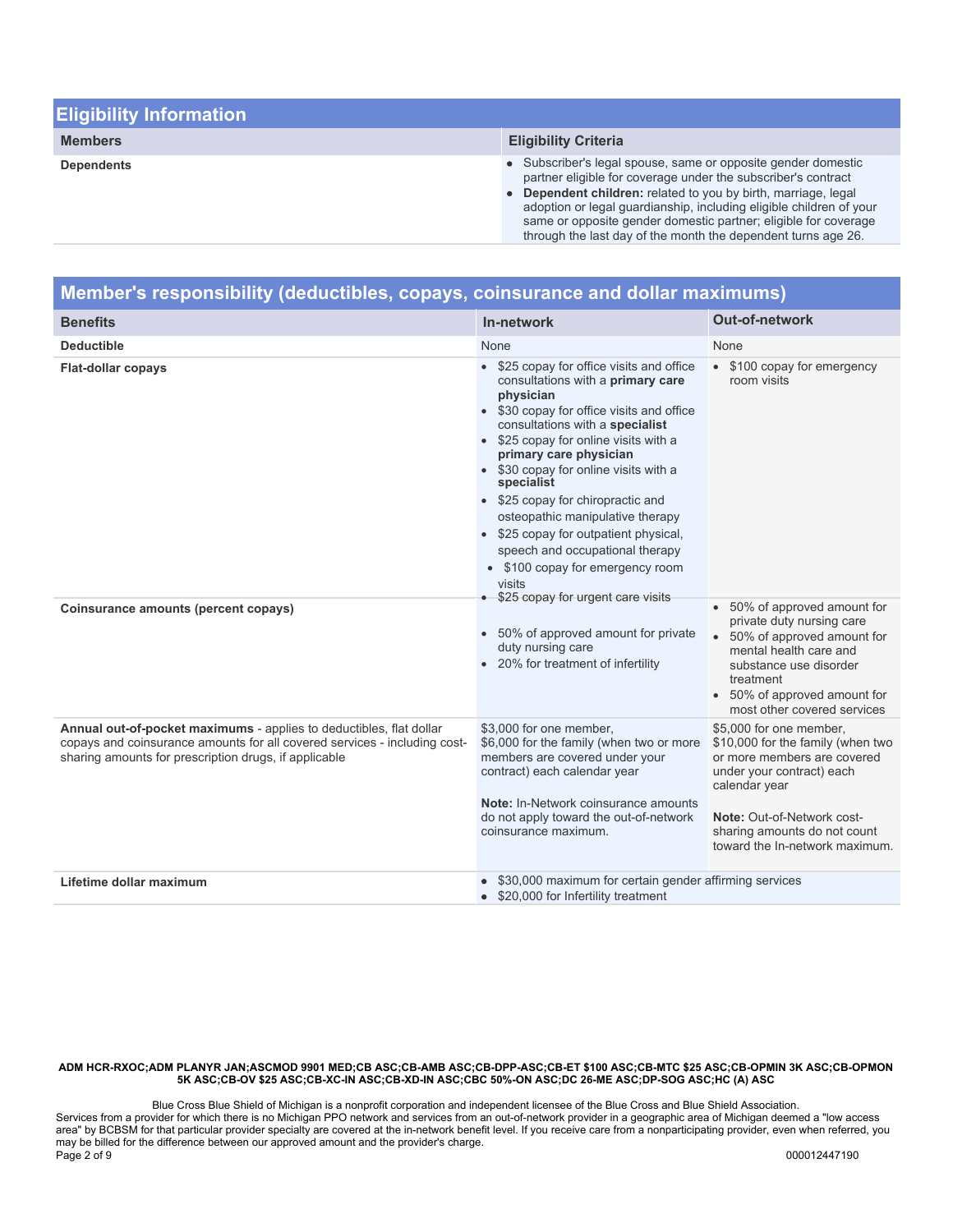## Eligibility Information

| Members | Eligibility Criteria |
| --- | --- |
| **Dependents** | • Subscriber's legal spouse, same or opposite gender domestic partner eligible for coverage under the subscriber's contract<br>• **Dependent children:** related to you by birth, marriage, legal adoption or legal guardianship, including eligible children of your same or opposite gender domestic partner; eligible for coverage through the last day of the month the dependent turns age 26. |

## Member's responsibility (deductibles, copays, coinsurance and dollar maximums)

| Benefits | In-network | Out-of-network |
| --- | --- | --- |
| **Deductible** | None | None |
| **Flat-dollar copays** | • $25 copay for office visits and office consultations with a **primary care physician**<br>• $30 copay for office visits and office consultations with a **specialist**<br>• $25 copay for online visits with a **primary care physician**<br>• $30 copay for online visits with a **specialist**<br>• $25 copay for chiropractic and osteopathic manipulative therapy<br>• $25 copay for outpatient physical, speech and occupational therapy<br>• $100 copay for emergency room visits<br>• $25 copay for urgent care visits | • $100 copay for emergency room visits |
| **Coinsurance amounts (percent copays)** | • 50% of approved amount for private duty nursing care<br>• 20% for treatment of infertility | • 50% of approved amount for private duty nursing care<br>• 50% of approved amount for mental health care and substance use disorder treatment<br>• 50% of approved amount for most other covered services |
| **Annual out-of-pocket maximums** - applies to deductibles, flat dollar copays and coinsurance amounts for all covered services - including cost-sharing amounts for prescription drugs, if applicable | $3,000 for one member, $6,000 for the family (when two or more members are covered under your contract) each calendar year<br><br>**Note:** In-Network coinsurance amounts do not apply toward the out-of-network coinsurance maximum. | $5,000 for one member, $10,000 for the family (when two or more members are covered under your contract) each calendar year<br><br>**Note:** Out-of-Network cost-sharing amounts do not count toward the In-network maximum. |
| **Lifetime dollar maximum** | • $30,000 maximum for certain gender affirming services<br>• $20,000 for Infertility treatment | |

**ADM HCR-RXOC;ADM PLANYR JAN;ASCMOD 9901 MED;CB ASC;CB-AMB ASC;CB-DPP-ASC;CB-ET $100 ASC;CB-MTC $25 ASC;CB-OPMIN 3K ASC;CB-OPMON 5K ASC;CB-OV $25 ASC;CB-XC-IN ASC;CB-XD-IN ASC;CBC 50%-ON ASC;DC 26-ME ASC;DP-SOG ASC;HC (A) ASC**

Blue Cross Blue Shield of Michigan is a nonprofit corporation and independent licensee of the Blue Cross and Blue Shield Association.
Services from a provider for which there is no Michigan PPO network and services from an out-of-network provider in a geographic area of Michigan deemed a "low access area" by BCBSM for that particular provider specialty are covered at the in-network benefit level. If you receive care from a nonparticipating provider, even when referred, you may be billed for the difference between our approved amount and the provider's charge.

000012447190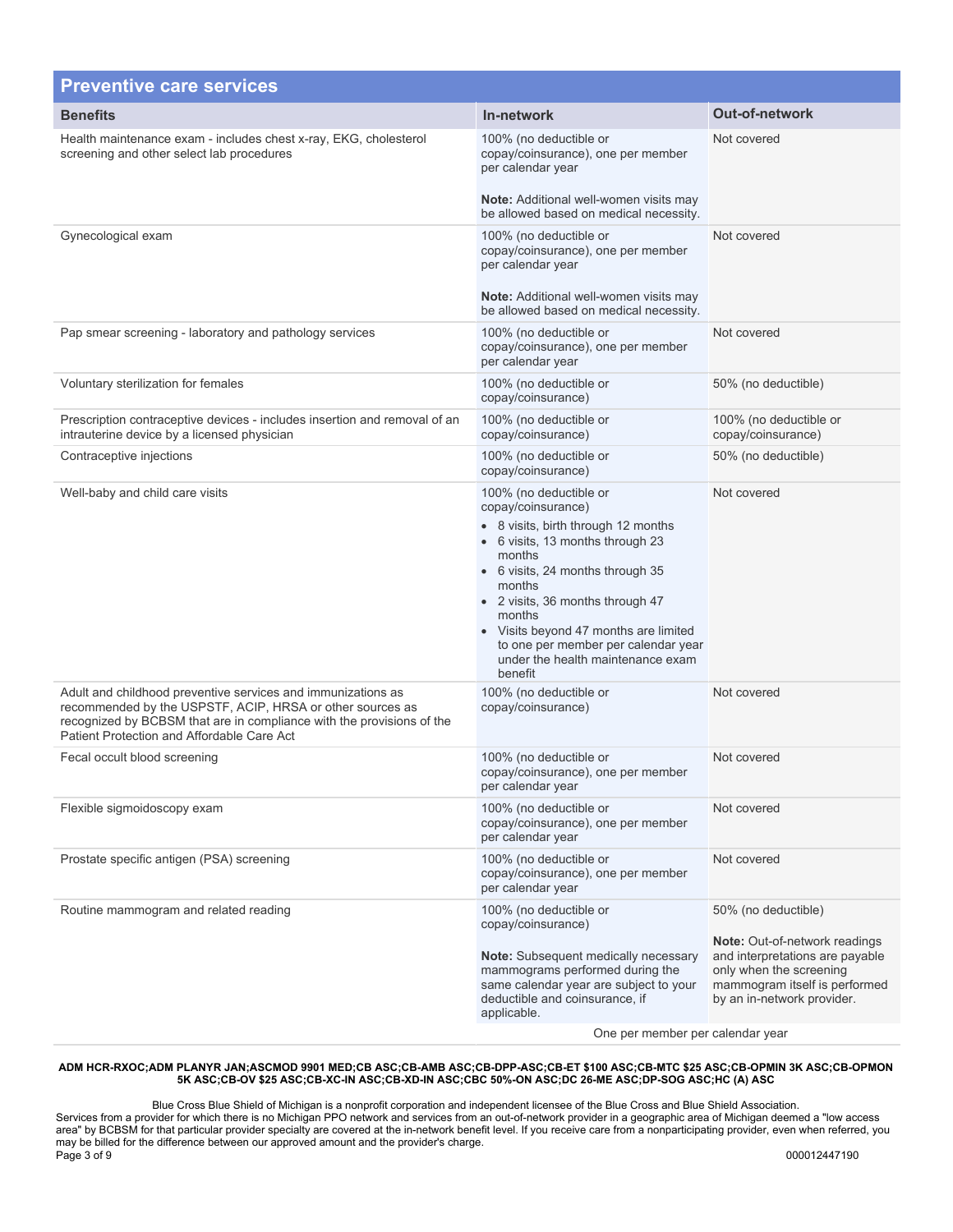## Preventive care services

| Benefits | In-network | Out-of-network |
| --- | --- | --- |
| Health maintenance exam - includes chest x-ray, EKG, cholesterol screening and other select lab procedures | 100% (no deductible or copay/coinsurance), one per member per calendar year<br><br>**Note:** Additional well-women visits may be allowed based on medical necessity. | Not covered |
| Gynecological exam | 100% (no deductible or copay/coinsurance), one per member per calendar year<br><br>**Note:** Additional well-women visits may be allowed based on medical necessity. | Not covered |
| Pap smear screening - laboratory and pathology services | 100% (no deductible or copay/coinsurance), one per member per calendar year | Not covered |
| Voluntary sterilization for females | 100% (no deductible or copay/coinsurance) | 50% (no deductible) |
| Prescription contraceptive devices - includes insertion and removal of an intrauterine device by a licensed physician | 100% (no deductible or copay/coinsurance) | 100% (no deductible or copay/coinsurance) |
| Contraceptive injections | 100% (no deductible or copay/coinsurance) | 50% (no deductible) |
| Well-baby and child care visits | 100% (no deductible or copay/coinsurance)<br>• 8 visits, birth through 12 months<br>• 6 visits, 13 months through 23 months<br>• 6 visits, 24 months through 35 months<br>• 2 visits, 36 months through 47 months<br>• Visits beyond 47 months are limited to one per member per calendar year under the health maintenance exam benefit | Not covered |
| Adult and childhood preventive services and immunizations as recommended by the USPSTF, ACIP, HRSA or other sources as recognized by BCBSM that are in compliance with the provisions of the Patient Protection and Affordable Care Act | 100% (no deductible or copay/coinsurance) | Not covered |
| Fecal occult blood screening | 100% (no deductible or copay/coinsurance), one per member per calendar year | Not covered |
| Flexible sigmoidoscopy exam | 100% (no deductible or copay/coinsurance), one per member per calendar year | Not covered |
| Prostate specific antigen (PSA) screening | 100% (no deductible or copay/coinsurance), one per member per calendar year | Not covered |
| Routine mammogram and related reading | 100% (no deductible or copay/coinsurance)<br><br>**Note:** Subsequent medically necessary mammograms performed during the same calendar year are subject to your deductible and coinsurance, if applicable. | 50% (no deductible)<br><br>**Note:** Out-of-network readings and interpretations are payable only when the screening mammogram itself is performed by an in-network provider. |
| | One per member per calendar year | |

**ADM HCR-RXOC;ADM PLANYR JAN;ASCMOD 9901 MED;CB ASC;CB-AMB ASC;CB-DPP-ASC;CB-ET $100 ASC;CB-MTC $25 ASC;CB-OPMIN 3K ASC;CB-OPMON 5K ASC;CB-OV $25 ASC;CB-XC-IN ASC;CB-XD-IN ASC;CBC 50%-ON ASC;DC 26-ME ASC;DP-SOG ASC;HC (A) ASC**

Blue Cross Blue Shield of Michigan is a nonprofit corporation and independent licensee of the Blue Cross and Blue Shield Association.
Services from a provider for which there is no Michigan PPO network and services from an out-of-network provider in a geographic area of Michigan deemed a "low access area" by BCBSM for that particular provider specialty are covered at the in-network benefit level. If you receive care from a nonparticipating provider, even when referred, you may be billed for the difference between our approved amount and the provider's charge.

000012447190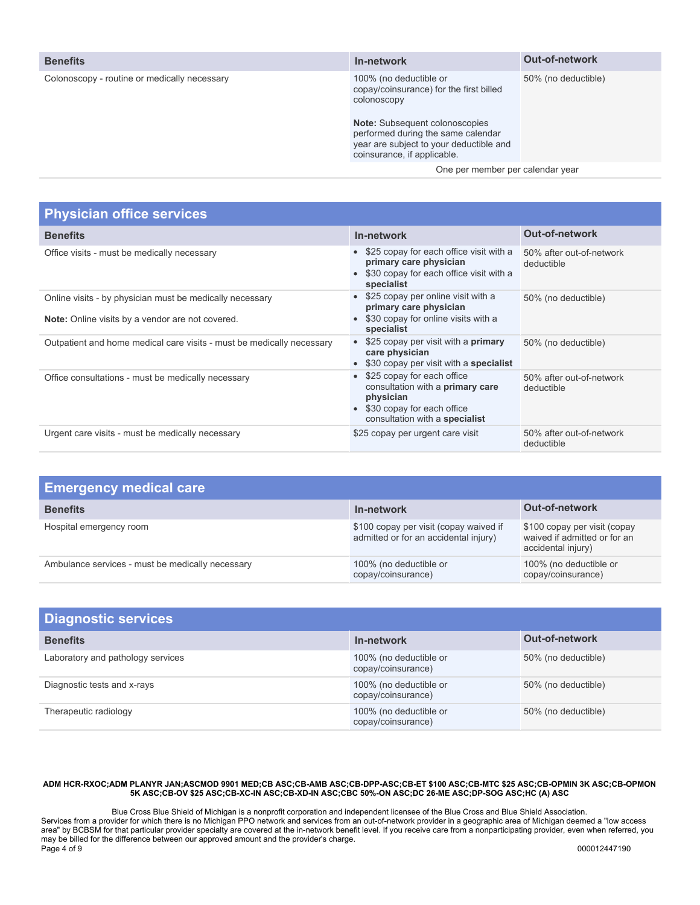| Benefits | In-network | Out-of-network |
|---|---|---|
| Colonoscopy - routine or medically necessary | 100% (no deductible or copay/coinsurance) for the first billed colonoscopy<br><br>**Note:** Subsequent colonoscopies performed during the same calendar year are subject to your deductible and coinsurance, if applicable. | 50% (no deductible) |
| | One per member per calendar year | |

## Physician office services

| Benefits | In-network | Out-of-network |
|---|---|---|
| Office visits - must be medically necessary | • $25 copay for each office visit with a **primary care physician**<br>• $30 copay for each office visit with a **specialist** | 50% after out-of-network deductible |
| Online visits - by physician must be medically necessary<br><br>**Note:** Online visits by a vendor are not covered. | • $25 copay per online visit with a **primary care physician**<br>• $30 copay for online visits with a **specialist** | 50% (no deductible) |
| Outpatient and home medical care visits - must be medically necessary | • $25 copay per visit with a **primary care physician**<br>• $30 copay per visit with a **specialist** | 50% (no deductible) |
| Office consultations - must be medically necessary | • $25 copay for each office consultation with a **primary care physician**<br>• $30 copay for each office consultation with a **specialist** | 50% after out-of-network deductible |
| Urgent care visits - must be medically necessary | $25 copay per urgent care visit | 50% after out-of-network deductible |

## Emergency medical care

| Benefits | In-network | Out-of-network |
|---|---|---|
| Hospital emergency room | $100 copay per visit (copay waived if admitted or for an accidental injury) | $100 copay per visit (copay waived if admitted or for an accidental injury) |
| Ambulance services - must be medically necessary | 100% (no deductible or copay/coinsurance) | 100% (no deductible or copay/coinsurance) |

## Diagnostic services

| Benefits | In-network | Out-of-network |
|---|---|---|
| Laboratory and pathology services | 100% (no deductible or copay/coinsurance) | 50% (no deductible) |
| Diagnostic tests and x-rays | 100% (no deductible or copay/coinsurance) | 50% (no deductible) |
| Therapeutic radiology | 100% (no deductible or copay/coinsurance) | 50% (no deductible) |

**ADM HCR-RXOC;ADM PLANYR JAN;ASCMOD 9901 MED;CB ASC;CB-AMB ASC;CB-DPP-ASC;CB-ET $100 ASC;CB-MTC $25 ASC;CB-OPMIN 3K ASC;CB-OPMON 5K ASC;CB-OV $25 ASC;CB-XC-IN ASC;CB-XD-IN ASC;CBC 50%-ON ASC;DC 26-ME ASC;DP-SOG ASC;HC (A) ASC**

Blue Cross Blue Shield of Michigan is a nonprofit corporation and independent licensee of the Blue Cross and Blue Shield Association.
Services from a provider for which there is no Michigan PPO network and services from an out-of-network provider in a geographic area of Michigan deemed a "low access area" by BCBSM for that particular provider specialty are covered at the in-network benefit level. If you receive care from a nonparticipating provider, even when referred, you may be billed for the difference between our approved amount and the provider's charge.

000012447190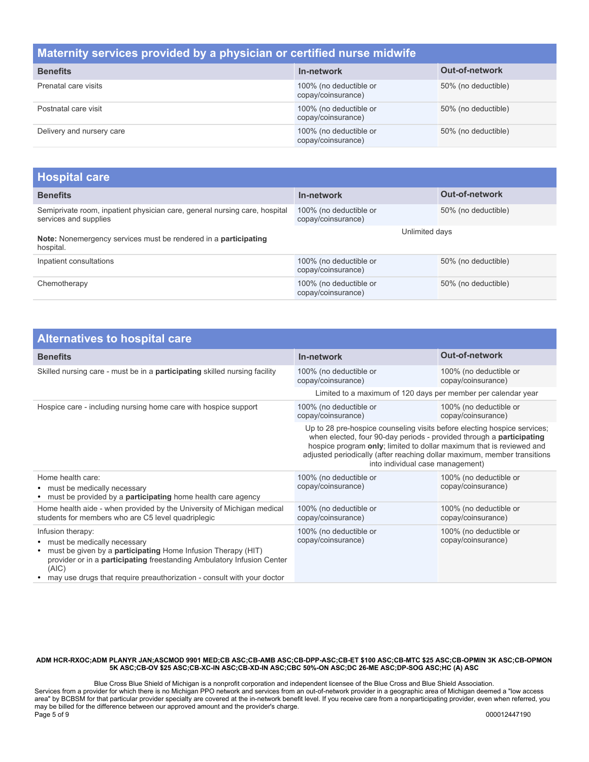## Maternity services provided by a physician or certified nurse midwife

| Benefits | In-network | Out-of-network |
|---|---|---|
| Prenatal care visits | 100% (no deductible or copay/coinsurance) | 50% (no deductible) |
| Postnatal care visit | 100% (no deductible or copay/coinsurance) | 50% (no deductible) |
| Delivery and nursery care | 100% (no deductible or copay/coinsurance) | 50% (no deductible) |

## Hospital care

| Benefits | In-network | Out-of-network |
|---|---|---|
| Semiprivate room, inpatient physician care, general nursing care, hospital services and supplies<br><br>**Note:** Nonemergency services must be rendered in a **participating** hospital. | 100% (no deductible or copay/coinsurance)<br><br>Unlimited days | 50% (no deductible) |
| Inpatient consultations | 100% (no deductible or copay/coinsurance) | 50% (no deductible) |
| Chemotherapy | 100% (no deductible or copay/coinsurance) | 50% (no deductible) |

## Alternatives to hospital care

| Benefits | In-network | Out-of-network |
|---|---|---|
| Skilled nursing care - must be in a **participating** skilled nursing facility | 100% (no deductible or copay/coinsurance)<br><br>Limited to a maximum of 120 days per member per calendar year | 100% (no deductible or copay/coinsurance) |
| Hospice care - including nursing home care with hospice support | 100% (no deductible or copay/coinsurance)<br><br>Up to 28 pre-hospice counseling visits before electing hospice services; when elected, four 90-day periods - provided through a **participating** hospice program **only**; limited to dollar maximum that is reviewed and adjusted periodically (after reaching dollar maximum, member transitions into individual case management) | 100% (no deductible or copay/coinsurance) |
| Home health care:<br>• must be medically necessary<br>• must be provided by a **participating** home health care agency | 100% (no deductible or copay/coinsurance) | 100% (no deductible or copay/coinsurance) |
| Home health aide - when provided by the University of Michigan medical students for members who are C5 level quadriplegic | 100% (no deductible or copay/coinsurance) | 100% (no deductible or copay/coinsurance) |
| Infusion therapy:<br>• must be medically necessary<br>• must be given by a **participating** Home Infusion Therapy (HIT) provider or in a **participating** freestanding Ambulatory Infusion Center (AIC)<br>• may use drugs that require preauthorization - consult with your doctor | 100% (no deductible or copay/coinsurance) | 100% (no deductible or copay/coinsurance) |

**ADM HCR-RXOC;ADM PLANYR JAN;ASCMOD 9901 MED;CB ASC;CB-AMB ASC;CB-DPP-ASC;CB-ET $100 ASC;CB-MTC $25 ASC;CB-OPMIN 3K ASC;CB-OPMON 5K ASC;CB-OV $25 ASC;CB-XC-IN ASC;CB-XD-IN ASC;CBC 50%-ON ASC;DC 26-ME ASC;DP-SOG ASC;HC (A) ASC**

Blue Cross Blue Shield of Michigan is a nonprofit corporation and independent licensee of the Blue Cross and Blue Shield Association.
Services from a provider for which there is no Michigan PPO network and services from an out-of-network provider in a geographic area of Michigan deemed a "low access area" by BCBSM for that particular provider specialty are covered at the in-network benefit level. If you receive care from a nonparticipating provider, even when referred, you may be billed for the difference between our approved amount and the provider's charge.

000012447190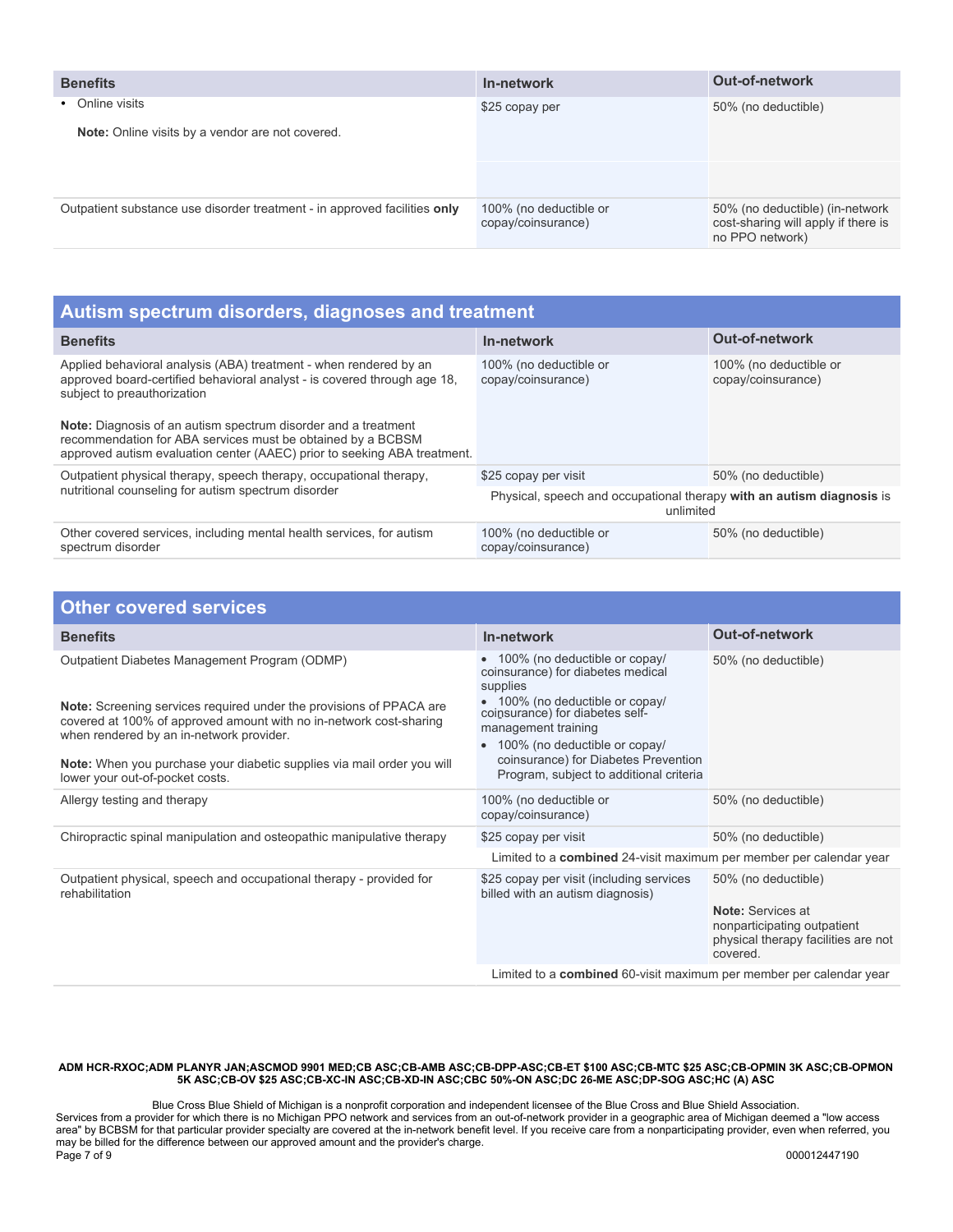| Benefits | In-network | Out-of-network |
| --- | --- | --- |
| • Online visits<br><br>**Note:** Online visits by a vendor are not covered. | $25 copay per | 50% (no deductible) |
| Outpatient substance use disorder treatment - in approved facilities **only** | 100% (no deductible or copay/coinsurance) | 50% (no deductible) (in-network cost-sharing will apply if there is no PPO network) |

## Autism spectrum disorders, diagnoses and treatment

| Benefits | In-network | Out-of-network |
| --- | --- | --- |
| Applied behavioral analysis (ABA) treatment - when rendered by an approved board-certified behavioral analyst - is covered through age 18, subject to preauthorization<br><br>**Note:** Diagnosis of an autism spectrum disorder and a treatment recommendation for ABA services must be obtained by a BCBSM approved autism evaluation center (AAEC) prior to seeking ABA treatment. | 100% (no deductible or copay/coinsurance) | 100% (no deductible or copay/coinsurance) |
| Outpatient physical therapy, speech therapy, occupational therapy, nutritional counseling for autism spectrum disorder | $25 copay per visit | 50% (no deductible) |
| | Physical, speech and occupational therapy **with an autism diagnosis** is unlimited | |
| Other covered services, including mental health services, for autism spectrum disorder | 100% (no deductible or copay/coinsurance) | 50% (no deductible) |

## Other covered services

| Benefits | In-network | Out-of-network |
| --- | --- | --- |
| Outpatient Diabetes Management Program (ODMP)<br><br>**Note:** Screening services required under the provisions of PPACA are covered at 100% of approved amount with no in-network cost-sharing when rendered by an in-network provider.<br><br>**Note:** When you purchase your diabetic supplies via mail order you will lower your out-of-pocket costs. | • 100% (no deductible or copay/coinsurance) for diabetes medical supplies<br>• 100% (no deductible or copay/coinsurance) for diabetes self-management training<br>• 100% (no deductible or copay/coinsurance) for Diabetes Prevention Program, subject to additional criteria | 50% (no deductible) |
| Allergy testing and therapy | 100% (no deductible or copay/coinsurance) | 50% (no deductible) |
| Chiropractic spinal manipulation and osteopathic manipulative therapy | $25 copay per visit | 50% (no deductible) |
| | Limited to a **combined** 24-visit maximum per member per calendar year | |
| Outpatient physical, speech and occupational therapy - provided for rehabilitation | $25 copay per visit (including services billed with an autism diagnosis) | 50% (no deductible)<br><br>**Note:** Services at nonparticipating outpatient physical therapy facilities are not covered. |
| | Limited to a **combined** 60-visit maximum per member per calendar year | |

**ADM HCR-RXOC;ADM PLANYR JAN;ASCMOD 9901 MED;CB ASC;CB-AMB ASC;CB-DPP-ASC;CB-ET $100 ASC;CB-MTC $25 ASC;CB-OPMIN 3K ASC;CB-OPMON 5K ASC;CB-OV $25 ASC;CB-XC-IN ASC;CB-XD-IN ASC;CBC 50%-ON ASC;DC 26-ME ASC;DP-SOG ASC;HC (A) ASC**

Blue Cross Blue Shield of Michigan is a nonprofit corporation and independent licensee of the Blue Cross and Blue Shield Association.
Services from a provider for which there is no Michigan PPO network and services from an out-of-network provider in a geographic area of Michigan deemed a "low access area" by BCBSM for that particular provider specialty are covered at the in-network benefit level. If you receive care from a nonparticipating provider, even when referred, you may be billed for the difference between our approved amount and the provider's charge.

000012447190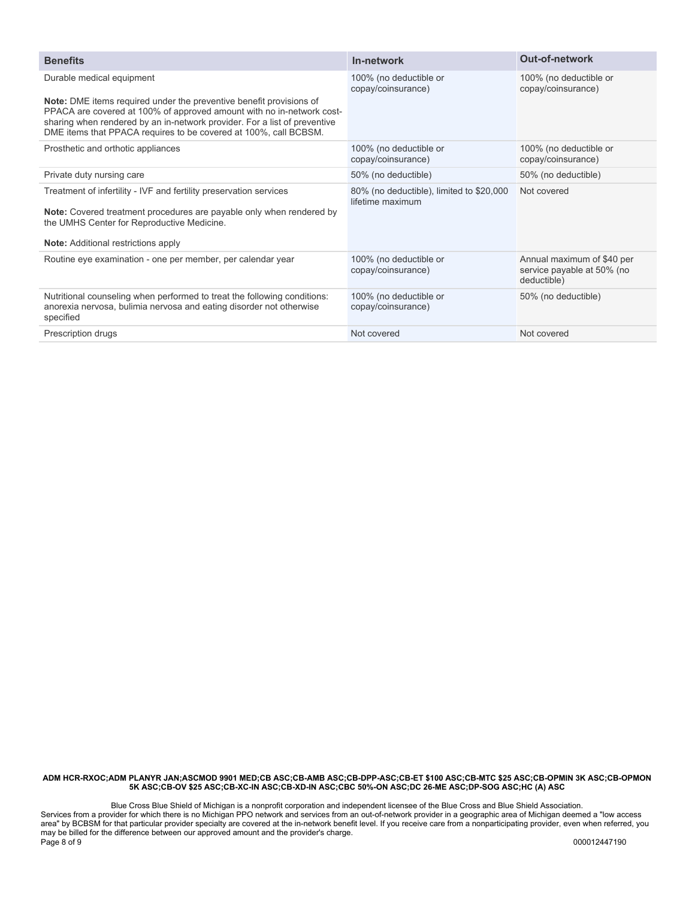| Benefits | In-network | Out-of-network |
|---|---|---|
| Durable medical equipment<br><br>**Note:** DME items required under the preventive benefit provisions of PPACA are covered at 100% of approved amount with no in-network cost-sharing when rendered by an in-network provider. For a list of preventive DME items that PPACA requires to be covered at 100%, call BCBSM. | 100% (no deductible or copay/coinsurance) | 100% (no deductible or copay/coinsurance) |
| Prosthetic and orthotic appliances | 100% (no deductible or copay/coinsurance) | 100% (no deductible or copay/coinsurance) |
| Private duty nursing care | 50% (no deductible) | 50% (no deductible) |
| Treatment of infertility - IVF and fertility preservation services<br><br>**Note:** Covered treatment procedures are payable only when rendered by the UMHS Center for Reproductive Medicine.<br><br>**Note:** Additional restrictions apply | 80% (no deductible), limited to $20,000 lifetime maximum | Not covered |
| Routine eye examination - one per member, per calendar year | 100% (no deductible or copay/coinsurance) | Annual maximum of $40 per service payable at 50% (no deductible) |
| Nutritional counseling when performed to treat the following conditions: anorexia nervosa, bulimia nervosa and eating disorder not otherwise specified | 100% (no deductible or copay/coinsurance) | 50% (no deductible) |
| Prescription drugs | Not covered | Not covered |

**ADM HCR-RXOC;ADM PLANYR JAN;ASCMOD 9901 MED;CB ASC;CB-AMB ASC;CB-DPP-ASC;CB-ET $100 ASC;CB-MTC $25 ASC;CB-OPMIN 3K ASC;CB-OPMON 5K ASC;CB-OV $25 ASC;CB-XC-IN ASC;CB-XD-IN ASC;CBC 50%-ON ASC;DC 26-ME ASC;DP-SOG ASC;HC (A) ASC**

Blue Cross Blue Shield of Michigan is a nonprofit corporation and independent licensee of the Blue Cross and Blue Shield Association. Services from a provider for which there is no Michigan PPO network and services from an out-of-network provider in a geographic area of Michigan deemed a "low access area" by BCBSM for that particular provider specialty are covered at the in-network benefit level. If you receive care from a nonparticipating provider, even when referred, you may be billed for the difference between our approved amount and the provider's charge.

000012447190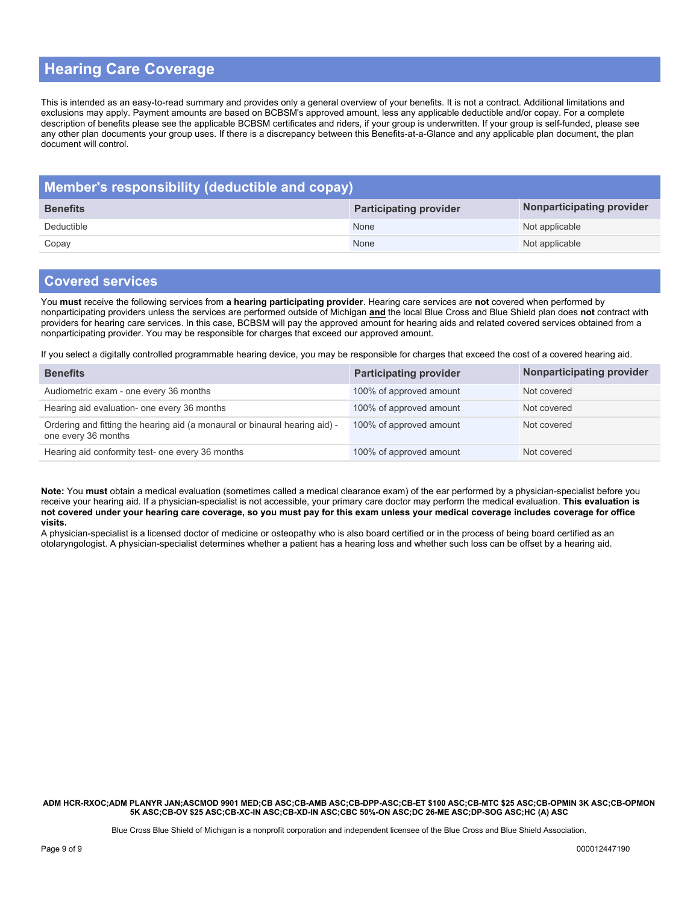## Hearing Care Coverage

This is intended as an easy-to-read summary and provides only a general overview of your benefits. It is not a contract. Additional limitations and exclusions may apply. Payment amounts are based on BCBSM's approved amount, less any applicable deductible and/or copay. For a complete description of benefits please see the applicable BCBSM certificates and riders, if your group is underwritten. If your group is self-funded, please see any other plan documents your group uses. If there is a discrepancy between this Benefits-at-a-Glance and any applicable plan document, the plan document will control.

### Member's responsibility (deductible and copay)

| Benefits | Participating provider | Nonparticipating provider |
|---|---|---|
| Deductible | None | Not applicable |
| Copay | None | Not applicable |

### Covered services

You **must** receive the following services from **a hearing participating provider**. Hearing care services are **not** covered when performed by nonparticipating providers unless the services are performed outside of Michigan **and** the local Blue Cross and Blue Shield plan does **not** contract with providers for hearing care services. In this case, BCBSM will pay the approved amount for hearing aids and related covered services obtained from a nonparticipating provider. You may be responsible for charges that exceed our approved amount.

If you select a digitally controlled programmable hearing device, you may be responsible for charges that exceed the cost of a covered hearing aid.

| Benefits | Participating provider | Nonparticipating provider |
|---|---|---|
| Audiometric exam - one every 36 months | 100% of approved amount | Not covered |
| Hearing aid evaluation- one every 36 months | 100% of approved amount | Not covered |
| Ordering and fitting the hearing aid (a monaural or binaural hearing aid) - one every 36 months | 100% of approved amount | Not covered |
| Hearing aid conformity test- one every 36 months | 100% of approved amount | Not covered |

**Note:** You **must** obtain a medical evaluation (sometimes called a medical clearance exam) of the ear performed by a physician-specialist before you receive your hearing aid. If a physician-specialist is not accessible, your primary care doctor may perform the medical evaluation. **This evaluation is not covered under your hearing care coverage, so you must pay for this exam unless your medical coverage includes coverage for office visits.**

A physician-specialist is a licensed doctor of medicine or osteopathy who is also board certified or in the process of being board certified as an otolaryngologist. A physician-specialist determines whether a patient has a hearing loss and whether such loss can be offset by a hearing aid.

**ADM HCR-RXOC;ADM PLANYR JAN;ASCMOD 9901 MED;CB ASC;CB-AMB ASC;CB-DPP-ASC;CB-ET $100 ASC;CB-MTC $25 ASC;CB-OPMIN 3K ASC;CB-OPMON 5K ASC;CB-OV $25 ASC;CB-XC-IN ASC;CB-XD-IN ASC;CBC 50%-ON ASC;DC 26-ME ASC;DP-SOG ASC;HC (A) ASC**

Blue Cross Blue Shield of Michigan is a nonprofit corporation and independent licensee of the Blue Cross and Blue Shield Association.

000012447190